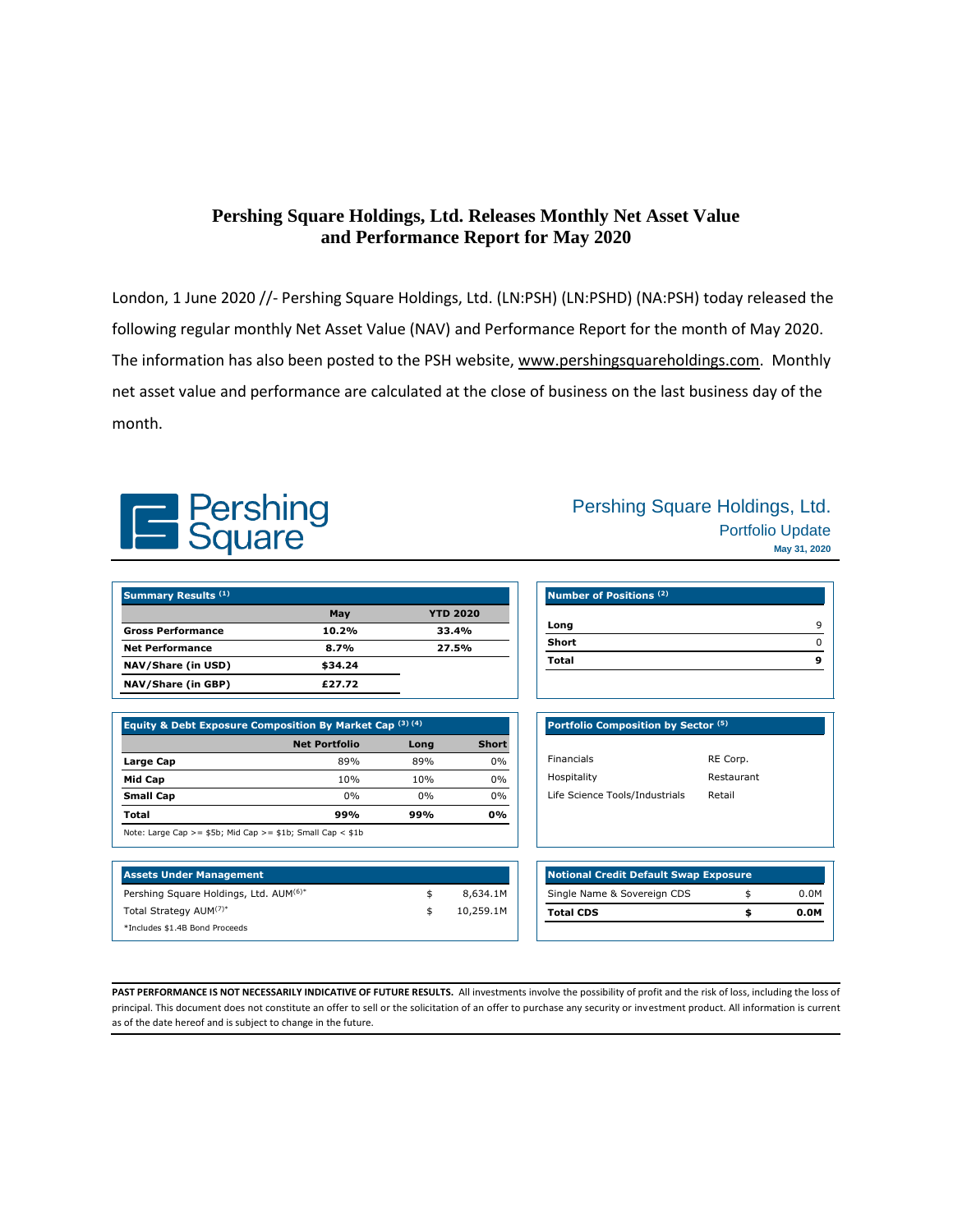# Pershing Square Holdings, Ltd. Releases Monthly Net Asset Value and Performance Report for May 2020

London, 1 June 2020 //- Pershing Square Holdings, Ltd. (LN:PSH) (LN:PSHD) (NA:PSH) today released the following regular monthly Net Asset Value (NAV) and Performance Report for the month of May 2020. The information has also been posted to the PSH website, www.pershingsquareholdings.com. Monthly net asset value and performance are calculated at the close of business on the last business day of the month.

Pershing Square

## Pershing Square Holdings, Ltd.
### Portfolio Update
**May 31, 2020**

**Summary Results [1]**

| | May | YTD 2020 |
|---|---|---|
| **Gross Performance** | 10.2% | 33.4% |
| **Net Performance** | 8.7% | 27.5% |
| **NAV/Share (in USD)** | $34.24 | |
| **NAV/Share (in GBP)** | £27.72 | |

**Number of Positions [2]**

| | |
|---|---|
| **Long** | 9 |
| **Short** | 0 |
| **Total** | **9** |

**Equity & Debt Exposure Composition By Market Cap [3] [4]**

| | Net Portfolio | Long | Short |
|---|---|---|---|
| **Large Cap** | 89% | 89% | 0% |
| **Mid Cap** | 10% | 10% | 0% |
| **Small Cap** | 0% | 0% | 0% |
| **Total** | **99%** | **99%** | **0%** |

Note: Large Cap >= $5b; Mid Cap >= $1b; Small Cap < $1b

**Portfolio Composition by Sector [5]**

| | |
|---|---|
| Financials | RE Corp. |
| Hospitality | Restaurant |
| Life Science Tools/Industrials | Retail |

**Assets Under Management**

| | | |
|---|---|---|
| Pershing Square Holdings, Ltd. AUM[6]* | $ | 8,634.1M |
| Total Strategy AUM[7]* | $ | 10,259.1M |

*Includes $1.4B Bond Proceeds

**Notional Credit Default Swap Exposure**

| | | |
|---|---|---|
| Single Name & Sovereign CDS | $ | 0.0M |
| **Total CDS** | **$** | **0.0M** |

**PAST PERFORMANCE IS NOT NECESSARILY INDICATIVE OF FUTURE RESULTS.** All investments involve the possibility of profit and the risk of loss, including the loss of principal. This document does not constitute an offer to sell or the solicitation of an offer to purchase any security or investment product. All information is current as of the date hereof and is subject to change in the future.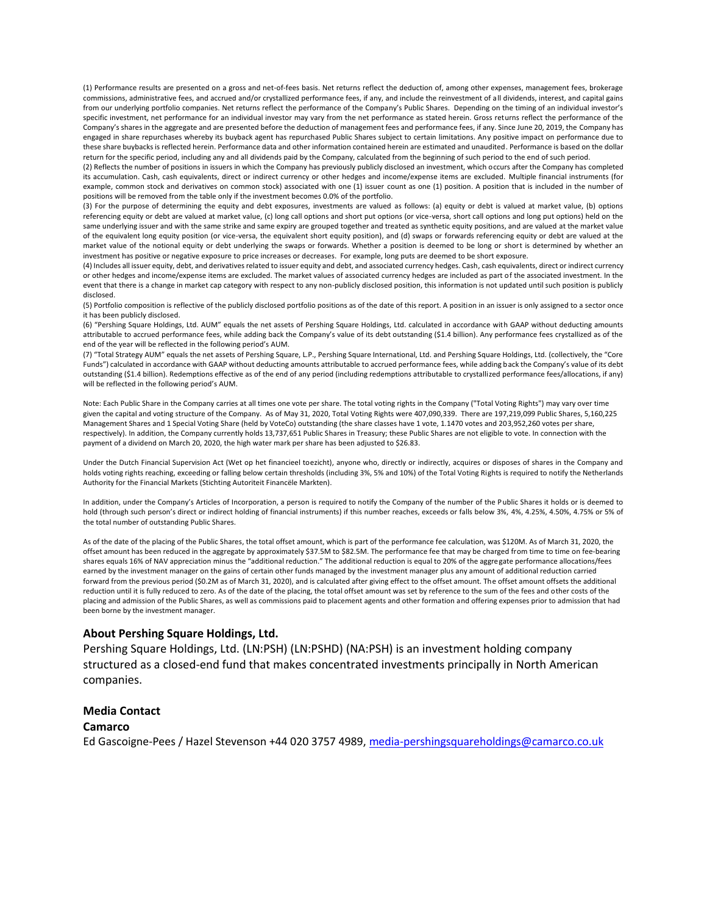(1) Performance results are presented on a gross and net-of-fees basis. Net returns reflect the deduction of, among other expenses, management fees, brokerage commissions, administrative fees, and accrued and/or crystallized performance fees, if any, and include the reinvestment of all dividends, interest, and capital gains from our underlying portfolio companies. Net returns reflect the performance of the Company's Public Shares. Depending on the timing of an individual investor's specific investment, net performance for an individual investor may vary from the net performance as stated herein. Gross returns reflect the performance of the Company's shares in the aggregate and are presented before the deduction of management fees and performance fees, if any. Since June 20, 2019, the Company has engaged in share repurchases whereby its buyback agent has repurchased Public Shares subject to certain limitations. Any positive impact on performance due to these share buybacks is reflected herein. Performance data and other information contained herein are estimated and unaudited. Performance is based on the dollar return for the specific period, including any and all dividends paid by the Company, calculated from the beginning of such period to the end of such period.

(2) Reflects the number of positions in issuers in which the Company has previously publicly disclosed an investment, which occurs after the Company has completed its accumulation. Cash, cash equivalents, direct or indirect currency or other hedges and income/expense items are excluded. Multiple financial instruments (for example, common stock and derivatives on common stock) associated with one (1) issuer count as one (1) position. A position that is included in the number of positions will be removed from the table only if the investment becomes 0.0% of the portfolio.

(3) For the purpose of determining the equity and debt exposures, investments are valued as follows: (a) equity or debt is valued at market value, (b) options referencing equity or debt are valued at market value, (c) long call options and short put options (or vice-versa, short call options and long put options) held on the same underlying issuer and with the same strike and same expiry are grouped together and treated as synthetic equity positions, and are valued at the market value of the equivalent long equity position (or vice-versa, the equivalent short equity position), and (d) swaps or forwards referencing equity or debt are valued at the market value of the notional equity or debt underlying the swaps or forwards. Whether a position is deemed to be long or short is determined by whether an investment has positive or negative exposure to price increases or decreases. For example, long puts are deemed to be short exposure.

(4) Includes all issuer equity, debt, and derivatives related to issuer equity and debt, and associated currency hedges. Cash, cash equivalents, direct or indirect currency or other hedges and income/expense items are excluded. The market values of associated currency hedges are included as part of the associated investment. In the event that there is a change in market cap category with respect to any non-publicly disclosed position, this information is not updated until such position is publicly disclosed.

(5) Portfolio composition is reflective of the publicly disclosed portfolio positions as of the date of this report. A position in an issuer is only assigned to a sector once it has been publicly disclosed.

(6) "Pershing Square Holdings, Ltd. AUM" equals the net assets of Pershing Square Holdings, Ltd. calculated in accordance with GAAP without deducting amounts attributable to accrued performance fees, while adding back the Company's value of its debt outstanding ($1.4 billion). Any performance fees crystallized as of the end of the year will be reflected in the following period's AUM.

(7) "Total Strategy AUM" equals the net assets of Pershing Square, L.P., Pershing Square International, Ltd. and Pershing Square Holdings, Ltd. (collectively, the "Core Funds") calculated in accordance with GAAP without deducting amounts attributable to accrued performance fees, while adding back the Company's value of its debt outstanding ($1.4 billion). Redemptions effective as of the end of any period (including redemptions attributable to crystallized performance fees/allocations, if any) will be reflected in the following period's AUM.

Note: Each Public Share in the Company carries at all times one vote per share. The total voting rights in the Company ("Total Voting Rights") may vary over time given the capital and voting structure of the Company. As of May 31, 2020, Total Voting Rights were 407,090,339. There are 197,219,099 Public Shares, 5,160,225 Management Shares and 1 Special Voting Share (held by VoteCo) outstanding (the share classes have 1 vote, 1.1470 votes and 203,952,260 votes per share, respectively). In addition, the Company currently holds 13,737,651 Public Shares in Treasury; these Public Shares are not eligible to vote. In connection with the payment of a dividend on March 20, 2020, the high water mark per share has been adjusted to $26.83.

Under the Dutch Financial Supervision Act (Wet op het financieel toezicht), anyone who, directly or indirectly, acquires or disposes of shares in the Company and holds voting rights reaching, exceeding or falling below certain thresholds (including 3%, 5% and 10%) of the Total Voting Rights is required to notify the Netherlands Authority for the Financial Markets (Stichting Autoriteit Financële Markten).

In addition, under the Company's Articles of Incorporation, a person is required to notify the Company of the number of the Public Shares it holds or is deemed to hold (through such person's direct or indirect holding of financial instruments) if this number reaches, exceeds or falls below 3%, 4%, 4.25%, 4.50%, 4.75% or 5% of the total number of outstanding Public Shares.

As of the date of the placing of the Public Shares, the total offset amount, which is part of the performance fee calculation, was $120M. As of March 31, 2020, the offset amount has been reduced in the aggregate by approximately $37.5M to $82.5M. The performance fee that may be charged from time to time on fee-bearing shares equals 16% of NAV appreciation minus the "additional reduction." The additional reduction is equal to 20% of the aggregate performance allocations/fees earned by the investment manager on the gains of certain other funds managed by the investment manager plus any amount of additional reduction carried forward from the previous period ($0.2M as of March 31, 2020), and is calculated after giving effect to the offset amount. The offset amount offsets the additional reduction until it is fully reduced to zero. As of the date of the placing, the total offset amount was set by reference to the sum of the fees and other costs of the placing and admission of the Public Shares, as well as commissions paid to placement agents and other formation and offering expenses prior to admission that had been borne by the investment manager.

## About Pershing Square Holdings, Ltd.

Pershing Square Holdings, Ltd. (LN:PSH) (LN:PSHD) (NA:PSH) is an investment holding company structured as a closed-end fund that makes concentrated investments principally in North American companies.

## Media Contact

**Camarco**

Ed Gascoigne-Pees / Hazel Stevenson +44 020 3757 4989, media-pershingsquareholdings@camarco.co.uk